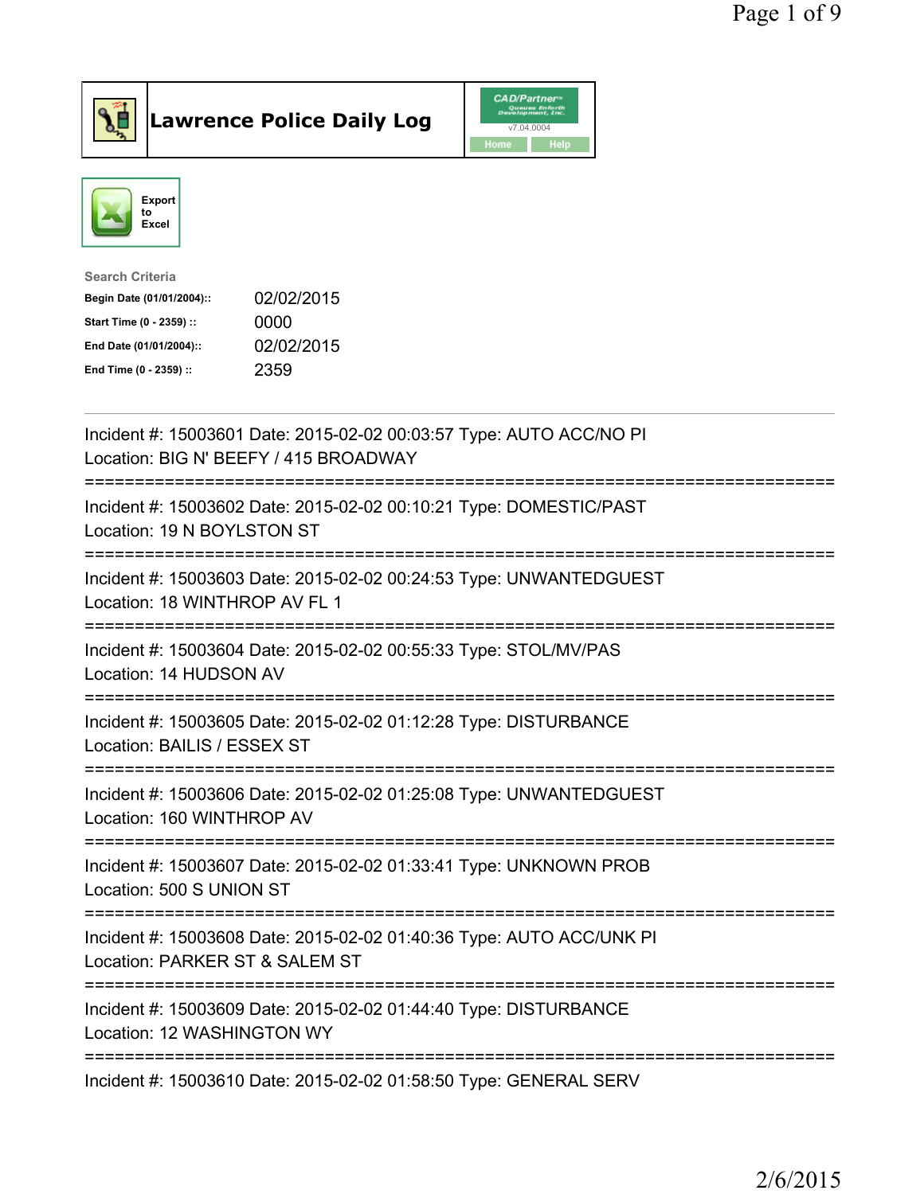# Lawrence Police Daily Log

CAD/Partner v7.04.0004

Home | Help

Export to Excel

**Search Criteria**

| | |
|---|---|
| **Begin Date (01/01/2004)::** | 02/02/2015 |
| **Start Time (0 - 2359) ::** | 0000 |
| **End Date (01/01/2004)::** | 02/02/2015 |
| **End Time (0 - 2359) ::** | 2359 |

---

Incident #: 15003601 Date: 2015-02-02 00:03:57 Type: AUTO ACC/NO PI
Location: BIG N' BEEFY / 415 BROADWAY

===========================================================================

Incident #: 15003602 Date: 2015-02-02 00:10:21 Type: DOMESTIC/PAST
Location: 19 N BOYLSTON ST

===========================================================================

Incident #: 15003603 Date: 2015-02-02 00:24:53 Type: UNWANTEDGUEST
Location: 18 WINTHROP AV FL 1

===========================================================================

Incident #: 15003604 Date: 2015-02-02 00:55:33 Type: STOL/MV/PAS
Location: 14 HUDSON AV

===========================================================================

Incident #: 15003605 Date: 2015-02-02 01:12:28 Type: DISTURBANCE
Location: BAILIS / ESSEX ST

===========================================================================

Incident #: 15003606 Date: 2015-02-02 01:25:08 Type: UNWANTEDGUEST
Location: 160 WINTHROP AV

===========================================================================

Incident #: 15003607 Date: 2015-02-02 01:33:41 Type: UNKNOWN PROB
Location: 500 S UNION ST

===========================================================================

Incident #: 15003608 Date: 2015-02-02 01:40:36 Type: AUTO ACC/UNK PI
Location: PARKER ST & SALEM ST

===========================================================================

Incident #: 15003609 Date: 2015-02-02 01:44:40 Type: DISTURBANCE
Location: 12 WASHINGTON WY

===========================================================================

Incident #: 15003610 Date: 2015-02-02 01:58:50 Type: GENERAL SERV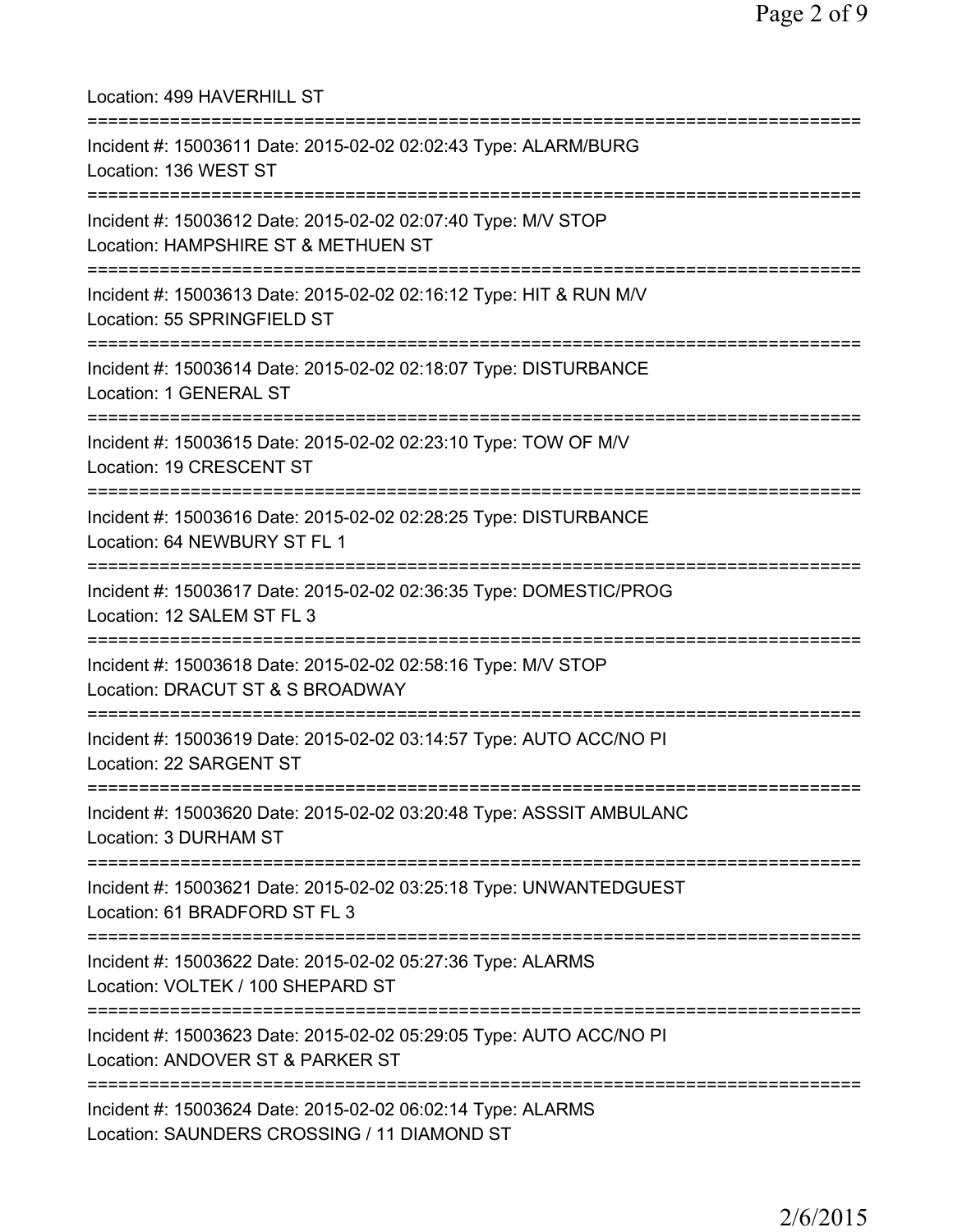Location: 499 HAVERHILL ST

===========================================================================

Incident #: 15003611 Date: 2015-02-02 02:02:43 Type: ALARM/BURG
Location: 136 WEST ST

===========================================================================

Incident #: 15003612 Date: 2015-02-02 02:07:40 Type: M/V STOP
Location: HAMPSHIRE ST & METHUEN ST

===========================================================================

Incident #: 15003613 Date: 2015-02-02 02:16:12 Type: HIT & RUN M/V
Location: 55 SPRINGFIELD ST

===========================================================================

Incident #: 15003614 Date: 2015-02-02 02:18:07 Type: DISTURBANCE
Location: 1 GENERAL ST

===========================================================================

Incident #: 15003615 Date: 2015-02-02 02:23:10 Type: TOW OF M/V
Location: 19 CRESCENT ST

===========================================================================

Incident #: 15003616 Date: 2015-02-02 02:28:25 Type: DISTURBANCE
Location: 64 NEWBURY ST FL 1

===========================================================================

Incident #: 15003617 Date: 2015-02-02 02:36:35 Type: DOMESTIC/PROG
Location: 12 SALEM ST FL 3

===========================================================================

Incident #: 15003618 Date: 2015-02-02 02:58:16 Type: M/V STOP
Location: DRACUT ST & S BROADWAY

===========================================================================

Incident #: 15003619 Date: 2015-02-02 03:14:57 Type: AUTO ACC/NO PI
Location: 22 SARGENT ST

===========================================================================

Incident #: 15003620 Date: 2015-02-02 03:20:48 Type: ASSSIT AMBULANC
Location: 3 DURHAM ST

===========================================================================

Incident #: 15003621 Date: 2015-02-02 03:25:18 Type: UNWANTEDGUEST
Location: 61 BRADFORD ST FL 3

===========================================================================

Incident #: 15003622 Date: 2015-02-02 05:27:36 Type: ALARMS
Location: VOLTEK / 100 SHEPARD ST

===========================================================================

Incident #: 15003623 Date: 2015-02-02 05:29:05 Type: AUTO ACC/NO PI
Location: ANDOVER ST & PARKER ST

===========================================================================

Incident #: 15003624 Date: 2015-02-02 06:02:14 Type: ALARMS
Location: SAUNDERS CROSSING / 11 DIAMOND ST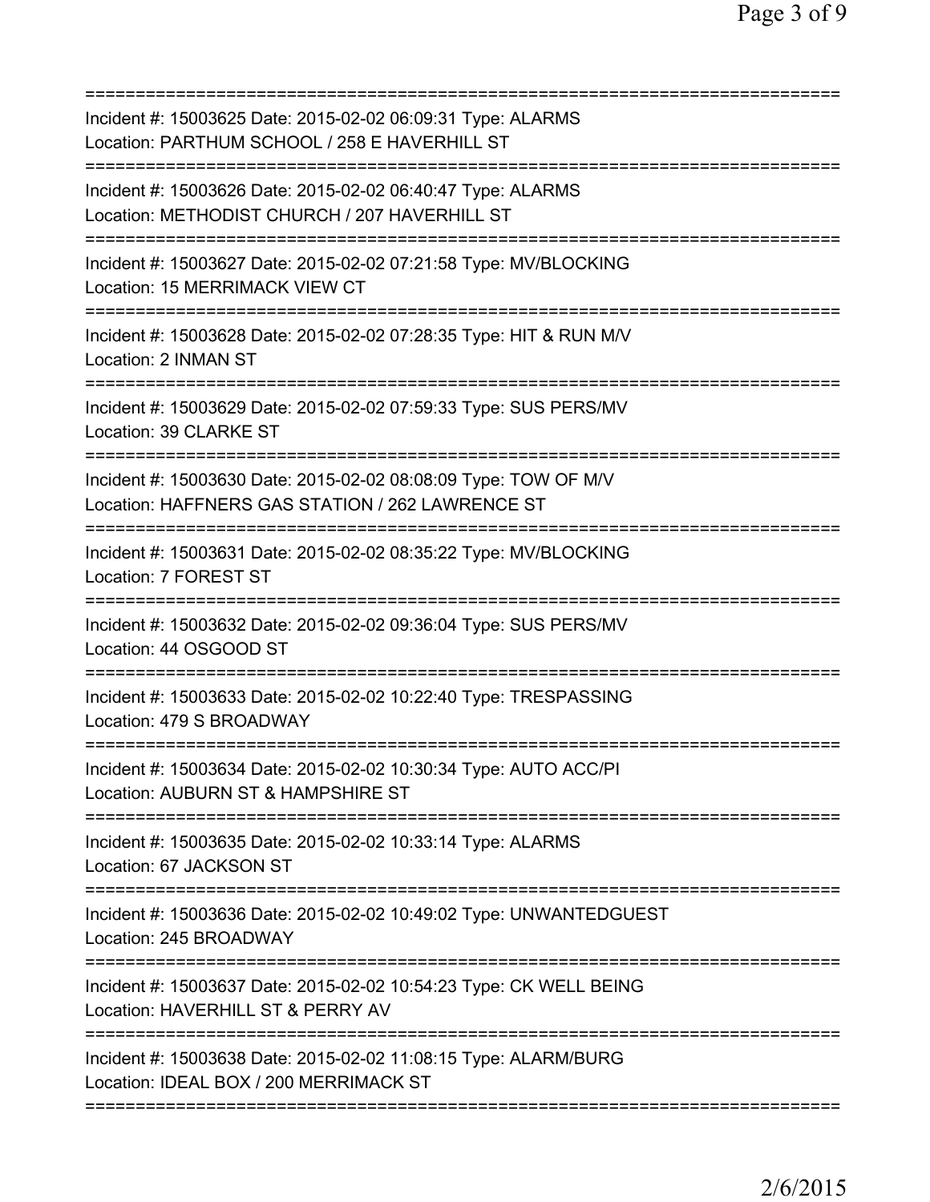===========================================================================
Incident #: 15003625 Date: 2015-02-02 06:09:31 Type: ALARMS
Location: PARTHUM SCHOOL / 258 E HAVERHILL ST
===========================================================================
Incident #: 15003626 Date: 2015-02-02 06:40:47 Type: ALARMS
Location: METHODIST CHURCH / 207 HAVERHILL ST
===========================================================================
Incident #: 15003627 Date: 2015-02-02 07:21:58 Type: MV/BLOCKING
Location: 15 MERRIMACK VIEW CT
===========================================================================
Incident #: 15003628 Date: 2015-02-02 07:28:35 Type: HIT & RUN M/V
Location: 2 INMAN ST
===========================================================================
Incident #: 15003629 Date: 2015-02-02 07:59:33 Type: SUS PERS/MV
Location: 39 CLARKE ST
===========================================================================
Incident #: 15003630 Date: 2015-02-02 08:08:09 Type: TOW OF M/V
Location: HAFFNERS GAS STATION / 262 LAWRENCE ST
===========================================================================
Incident #: 15003631 Date: 2015-02-02 08:35:22 Type: MV/BLOCKING
Location: 7 FOREST ST
===========================================================================
Incident #: 15003632 Date: 2015-02-02 09:36:04 Type: SUS PERS/MV
Location: 44 OSGOOD ST
===========================================================================
Incident #: 15003633 Date: 2015-02-02 10:22:40 Type: TRESPASSING
Location: 479 S BROADWAY
===========================================================================
Incident #: 15003634 Date: 2015-02-02 10:30:34 Type: AUTO ACC/PI
Location: AUBURN ST & HAMPSHIRE ST
===========================================================================
Incident #: 15003635 Date: 2015-02-02 10:33:14 Type: ALARMS
Location: 67 JACKSON ST
===========================================================================
Incident #: 15003636 Date: 2015-02-02 10:49:02 Type: UNWANTEDGUEST
Location: 245 BROADWAY
===========================================================================
Incident #: 15003637 Date: 2015-02-02 10:54:23 Type: CK WELL BEING
Location: HAVERHILL ST & PERRY AV
===========================================================================
Incident #: 15003638 Date: 2015-02-02 11:08:15 Type: ALARM/BURG
Location: IDEAL BOX / 200 MERRIMACK ST
===========================================================================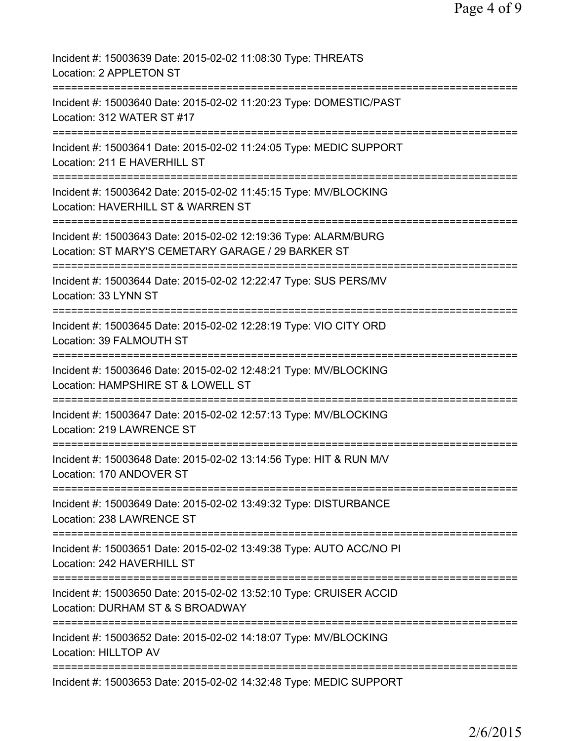Incident #: 15003639 Date: 2015-02-02 11:08:30 Type: THREATS
Location: 2 APPLETON ST
===========================================================================
Incident #: 15003640 Date: 2015-02-02 11:20:23 Type: DOMESTIC/PAST
Location: 312 WATER ST #17
===========================================================================
Incident #: 15003641 Date: 2015-02-02 11:24:05 Type: MEDIC SUPPORT
Location: 211 E HAVERHILL ST
===========================================================================
Incident #: 15003642 Date: 2015-02-02 11:45:15 Type: MV/BLOCKING
Location: HAVERHILL ST & WARREN ST
===========================================================================
Incident #: 15003643 Date: 2015-02-02 12:19:36 Type: ALARM/BURG
Location: ST MARY'S CEMETARY GARAGE / 29 BARKER ST
===========================================================================
Incident #: 15003644 Date: 2015-02-02 12:22:47 Type: SUS PERS/MV
Location: 33 LYNN ST
===========================================================================
Incident #: 15003645 Date: 2015-02-02 12:28:19 Type: VIO CITY ORD
Location: 39 FALMOUTH ST
===========================================================================
Incident #: 15003646 Date: 2015-02-02 12:48:21 Type: MV/BLOCKING
Location: HAMPSHIRE ST & LOWELL ST
===========================================================================
Incident #: 15003647 Date: 2015-02-02 12:57:13 Type: MV/BLOCKING
Location: 219 LAWRENCE ST
===========================================================================
Incident #: 15003648 Date: 2015-02-02 13:14:56 Type: HIT & RUN M/V
Location: 170 ANDOVER ST
===========================================================================
Incident #: 15003649 Date: 2015-02-02 13:49:32 Type: DISTURBANCE
Location: 238 LAWRENCE ST
===========================================================================
Incident #: 15003651 Date: 2015-02-02 13:49:38 Type: AUTO ACC/NO PI
Location: 242 HAVERHILL ST
===========================================================================
Incident #: 15003650 Date: 2015-02-02 13:52:10 Type: CRUISER ACCID
Location: DURHAM ST & S BROADWAY
===========================================================================
Incident #: 15003652 Date: 2015-02-02 14:18:07 Type: MV/BLOCKING
Location: HILLTOP AV
===========================================================================
Incident #: 15003653 Date: 2015-02-02 14:32:48 Type: MEDIC SUPPORT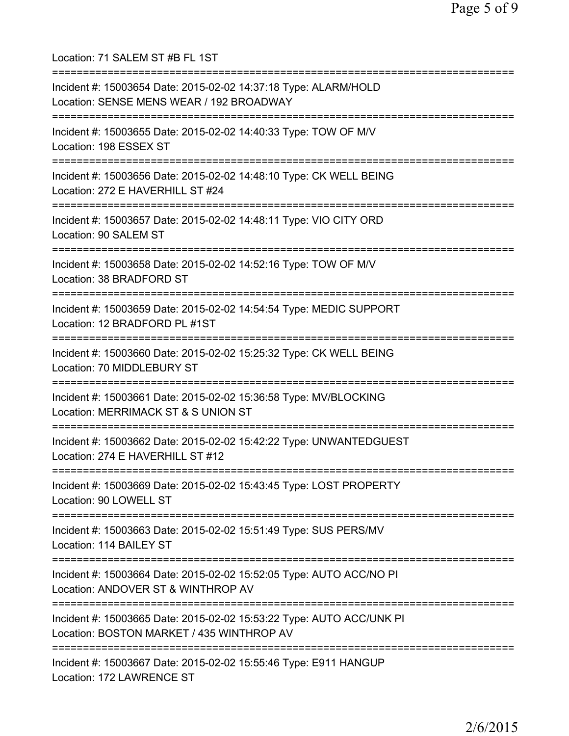Location: 71 SALEM ST #B FL 1ST

===========================================================================

Incident #: 15003654 Date: 2015-02-02 14:37:18 Type: ALARM/HOLD
Location: SENSE MENS WEAR / 192 BROADWAY

===========================================================================

Incident #: 15003655 Date: 2015-02-02 14:40:33 Type: TOW OF M/V
Location: 198 ESSEX ST

===========================================================================

Incident #: 15003656 Date: 2015-02-02 14:48:10 Type: CK WELL BEING
Location: 272 E HAVERHILL ST #24

===========================================================================

Incident #: 15003657 Date: 2015-02-02 14:48:11 Type: VIO CITY ORD
Location: 90 SALEM ST

===========================================================================

Incident #: 15003658 Date: 2015-02-02 14:52:16 Type: TOW OF M/V
Location: 38 BRADFORD ST

===========================================================================

Incident #: 15003659 Date: 2015-02-02 14:54:54 Type: MEDIC SUPPORT
Location: 12 BRADFORD PL #1ST

===========================================================================

Incident #: 15003660 Date: 2015-02-02 15:25:32 Type: CK WELL BEING
Location: 70 MIDDLEBURY ST

===========================================================================

Incident #: 15003661 Date: 2015-02-02 15:36:58 Type: MV/BLOCKING
Location: MERRIMACK ST & S UNION ST

===========================================================================

Incident #: 15003662 Date: 2015-02-02 15:42:22 Type: UNWANTEDGUEST
Location: 274 E HAVERHILL ST #12

===========================================================================

Incident #: 15003669 Date: 2015-02-02 15:43:45 Type: LOST PROPERTY
Location: 90 LOWELL ST

===========================================================================

Incident #: 15003663 Date: 2015-02-02 15:51:49 Type: SUS PERS/MV
Location: 114 BAILEY ST

===========================================================================

Incident #: 15003664 Date: 2015-02-02 15:52:05 Type: AUTO ACC/NO PI
Location: ANDOVER ST & WINTHROP AV

===========================================================================

Incident #: 15003665 Date: 2015-02-02 15:53:22 Type: AUTO ACC/UNK PI
Location: BOSTON MARKET / 435 WINTHROP AV

===========================================================================

Incident #: 15003667 Date: 2015-02-02 15:55:46 Type: E911 HANGUP
Location: 172 LAWRENCE ST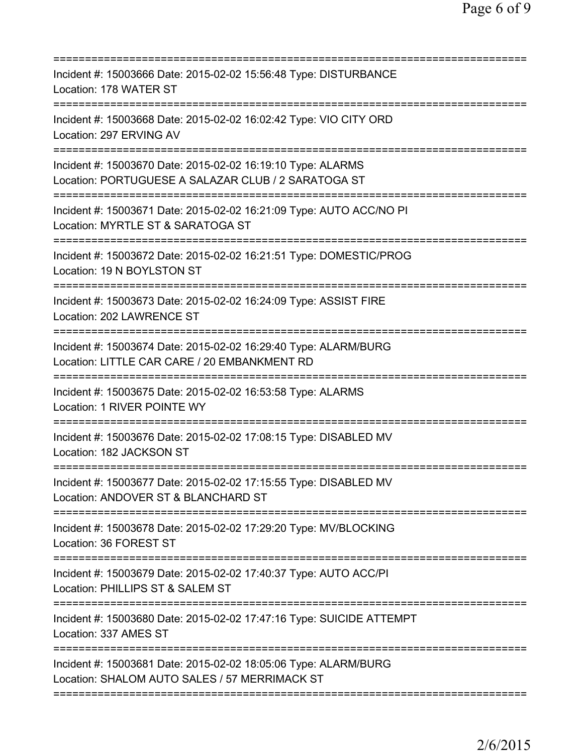===========================================================================
Incident #: 15003666 Date: 2015-02-02 15:56:48 Type: DISTURBANCE
Location: 178 WATER ST
===========================================================================
Incident #: 15003668 Date: 2015-02-02 16:02:42 Type: VIO CITY ORD
Location: 297 ERVING AV
===========================================================================
Incident #: 15003670 Date: 2015-02-02 16:19:10 Type: ALARMS
Location: PORTUGUESE A SALAZAR CLUB / 2 SARATOGA ST
===========================================================================
Incident #: 15003671 Date: 2015-02-02 16:21:09 Type: AUTO ACC/NO PI
Location: MYRTLE ST & SARATOGA ST
===========================================================================
Incident #: 15003672 Date: 2015-02-02 16:21:51 Type: DOMESTIC/PROG
Location: 19 N BOYLSTON ST
===========================================================================
Incident #: 15003673 Date: 2015-02-02 16:24:09 Type: ASSIST FIRE
Location: 202 LAWRENCE ST
===========================================================================
Incident #: 15003674 Date: 2015-02-02 16:29:40 Type: ALARM/BURG
Location: LITTLE CAR CARE / 20 EMBANKMENT RD
===========================================================================
Incident #: 15003675 Date: 2015-02-02 16:53:58 Type: ALARMS
Location: 1 RIVER POINTE WY
===========================================================================
Incident #: 15003676 Date: 2015-02-02 17:08:15 Type: DISABLED MV
Location: 182 JACKSON ST
===========================================================================
Incident #: 15003677 Date: 2015-02-02 17:15:55 Type: DISABLED MV
Location: ANDOVER ST & BLANCHARD ST
===========================================================================
Incident #: 15003678 Date: 2015-02-02 17:29:20 Type: MV/BLOCKING
Location: 36 FOREST ST
===========================================================================
Incident #: 15003679 Date: 2015-02-02 17:40:37 Type: AUTO ACC/PI
Location: PHILLIPS ST & SALEM ST
===========================================================================
Incident #: 15003680 Date: 2015-02-02 17:47:16 Type: SUICIDE ATTEMPT
Location: 337 AMES ST
===========================================================================
Incident #: 15003681 Date: 2015-02-02 18:05:06 Type: ALARM/BURG
Location: SHALOM AUTO SALES / 57 MERRIMACK ST
===========================================================================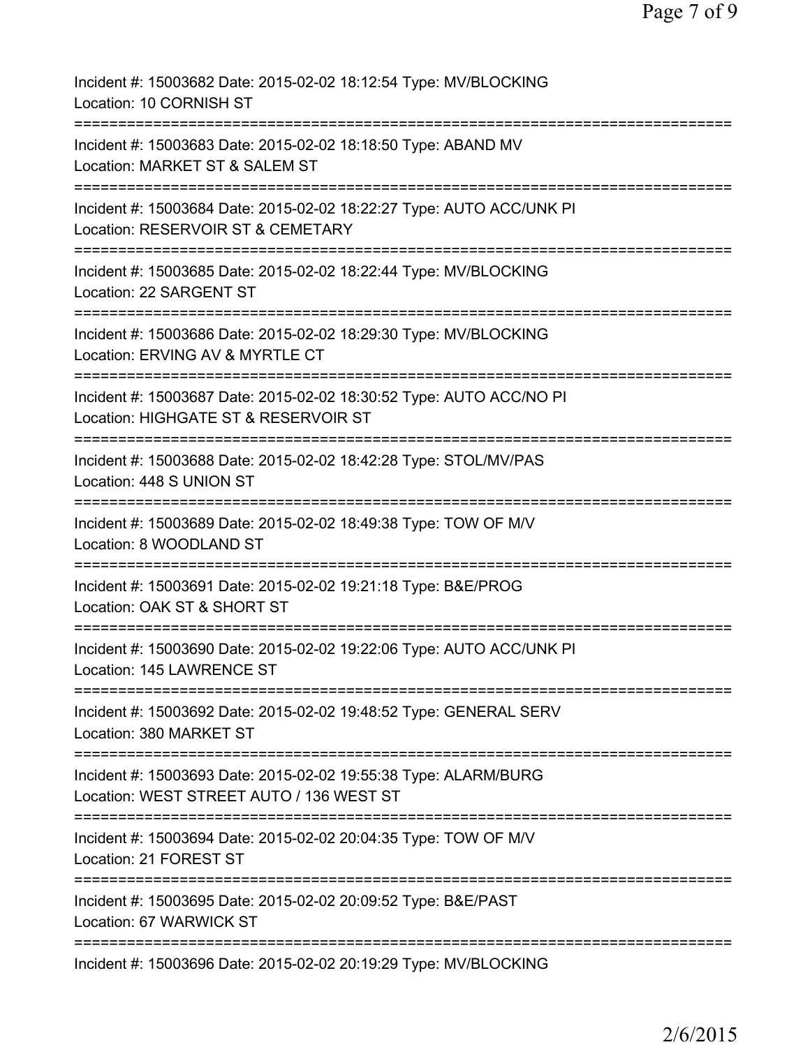Incident #: 15003682 Date: 2015-02-02 18:12:54 Type: MV/BLOCKING
Location: 10 CORNISH ST

===========================================================================

Incident #: 15003683 Date: 2015-02-02 18:18:50 Type: ABAND MV
Location: MARKET ST & SALEM ST

===========================================================================

Incident #: 15003684 Date: 2015-02-02 18:22:27 Type: AUTO ACC/UNK PI
Location: RESERVOIR ST & CEMETARY

===========================================================================

Incident #: 15003685 Date: 2015-02-02 18:22:44 Type: MV/BLOCKING
Location: 22 SARGENT ST

===========================================================================

Incident #: 15003686 Date: 2015-02-02 18:29:30 Type: MV/BLOCKING
Location: ERVING AV & MYRTLE CT

===========================================================================

Incident #: 15003687 Date: 2015-02-02 18:30:52 Type: AUTO ACC/NO PI
Location: HIGHGATE ST & RESERVOIR ST

===========================================================================

Incident #: 15003688 Date: 2015-02-02 18:42:28 Type: STOL/MV/PAS
Location: 448 S UNION ST

===========================================================================

Incident #: 15003689 Date: 2015-02-02 18:49:38 Type: TOW OF M/V
Location: 8 WOODLAND ST

===========================================================================

Incident #: 15003691 Date: 2015-02-02 19:21:18 Type: B&E/PROG
Location: OAK ST & SHORT ST

===========================================================================

Incident #: 15003690 Date: 2015-02-02 19:22:06 Type: AUTO ACC/UNK PI
Location: 145 LAWRENCE ST

===========================================================================

Incident #: 15003692 Date: 2015-02-02 19:48:52 Type: GENERAL SERV
Location: 380 MARKET ST

===========================================================================

Incident #: 15003693 Date: 2015-02-02 19:55:38 Type: ALARM/BURG
Location: WEST STREET AUTO / 136 WEST ST

===========================================================================

Incident #: 15003694 Date: 2015-02-02 20:04:35 Type: TOW OF M/V
Location: 21 FOREST ST

===========================================================================

Incident #: 15003695 Date: 2015-02-02 20:09:52 Type: B&E/PAST
Location: 67 WARWICK ST

===========================================================================

Incident #: 15003696 Date: 2015-02-02 20:19:29 Type: MV/BLOCKING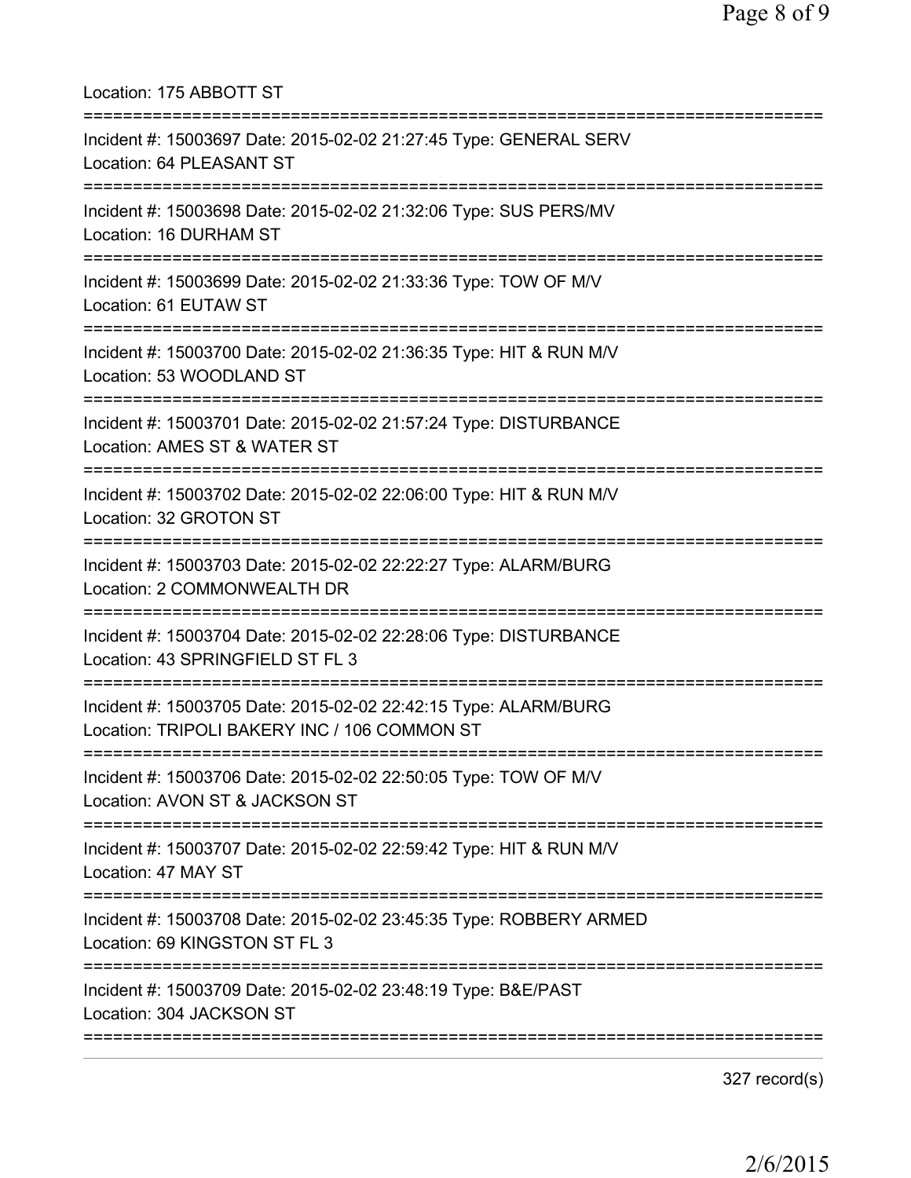Location: 175 ABBOTT ST

===========================================================================

Incident #: 15003697 Date: 2015-02-02 21:27:45 Type: GENERAL SERV
Location: 64 PLEASANT ST

===========================================================================

Incident #: 15003698 Date: 2015-02-02 21:32:06 Type: SUS PERS/MV
Location: 16 DURHAM ST

===========================================================================

Incident #: 15003699 Date: 2015-02-02 21:33:36 Type: TOW OF M/V
Location: 61 EUTAW ST

===========================================================================

Incident #: 15003700 Date: 2015-02-02 21:36:35 Type: HIT & RUN M/V
Location: 53 WOODLAND ST

===========================================================================

Incident #: 15003701 Date: 2015-02-02 21:57:24 Type: DISTURBANCE
Location: AMES ST & WATER ST

===========================================================================

Incident #: 15003702 Date: 2015-02-02 22:06:00 Type: HIT & RUN M/V
Location: 32 GROTON ST

===========================================================================

Incident #: 15003703 Date: 2015-02-02 22:22:27 Type: ALARM/BURG
Location: 2 COMMONWEALTH DR

===========================================================================

Incident #: 15003704 Date: 2015-02-02 22:28:06 Type: DISTURBANCE
Location: 43 SPRINGFIELD ST FL 3

===========================================================================

Incident #: 15003705 Date: 2015-02-02 22:42:15 Type: ALARM/BURG
Location: TRIPOLI BAKERY INC / 106 COMMON ST

===========================================================================

Incident #: 15003706 Date: 2015-02-02 22:50:05 Type: TOW OF M/V
Location: AVON ST & JACKSON ST

===========================================================================

Incident #: 15003707 Date: 2015-02-02 22:59:42 Type: HIT & RUN M/V
Location: 47 MAY ST

===========================================================================

Incident #: 15003708 Date: 2015-02-02 23:45:35 Type: ROBBERY ARMED
Location: 69 KINGSTON ST FL 3

===========================================================================

Incident #: 15003709 Date: 2015-02-02 23:48:19 Type: B&E/PAST
Location: 304 JACKSON ST

===========================================================================

327 record(s)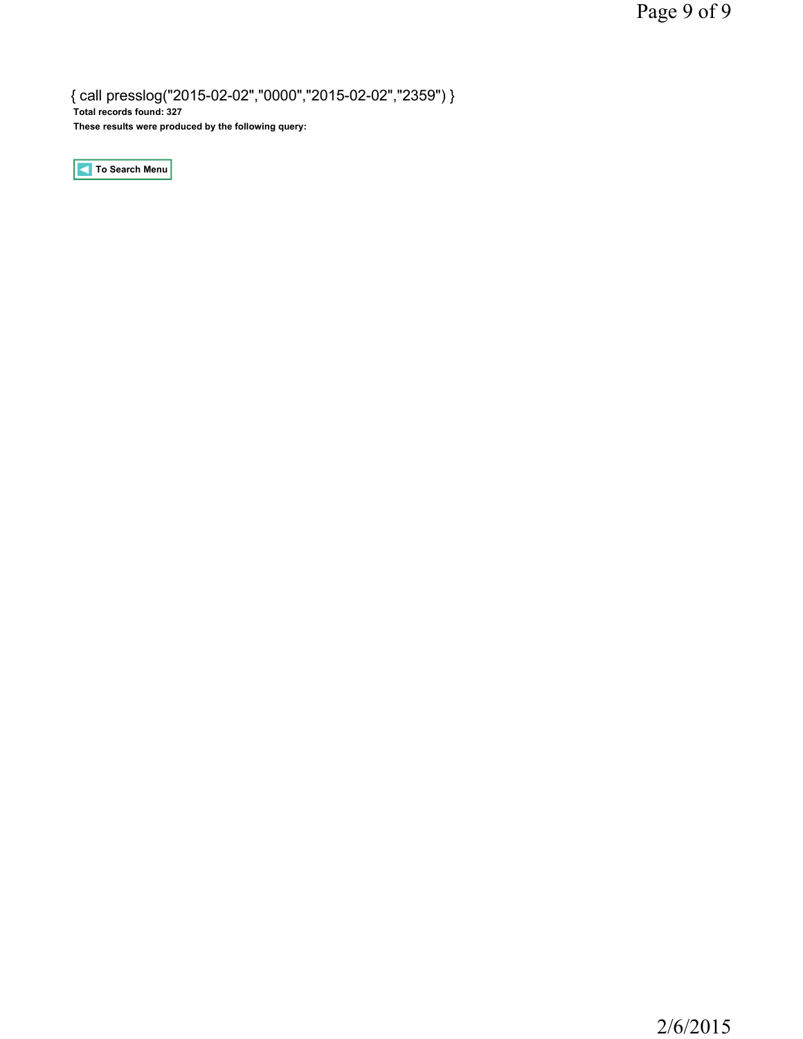```
{ call presslog("2015-02-02","0000","2015-02-02","2359") }
```

**Total records found: 327**

**These results were produced by the following query:**

**To Search Menu**